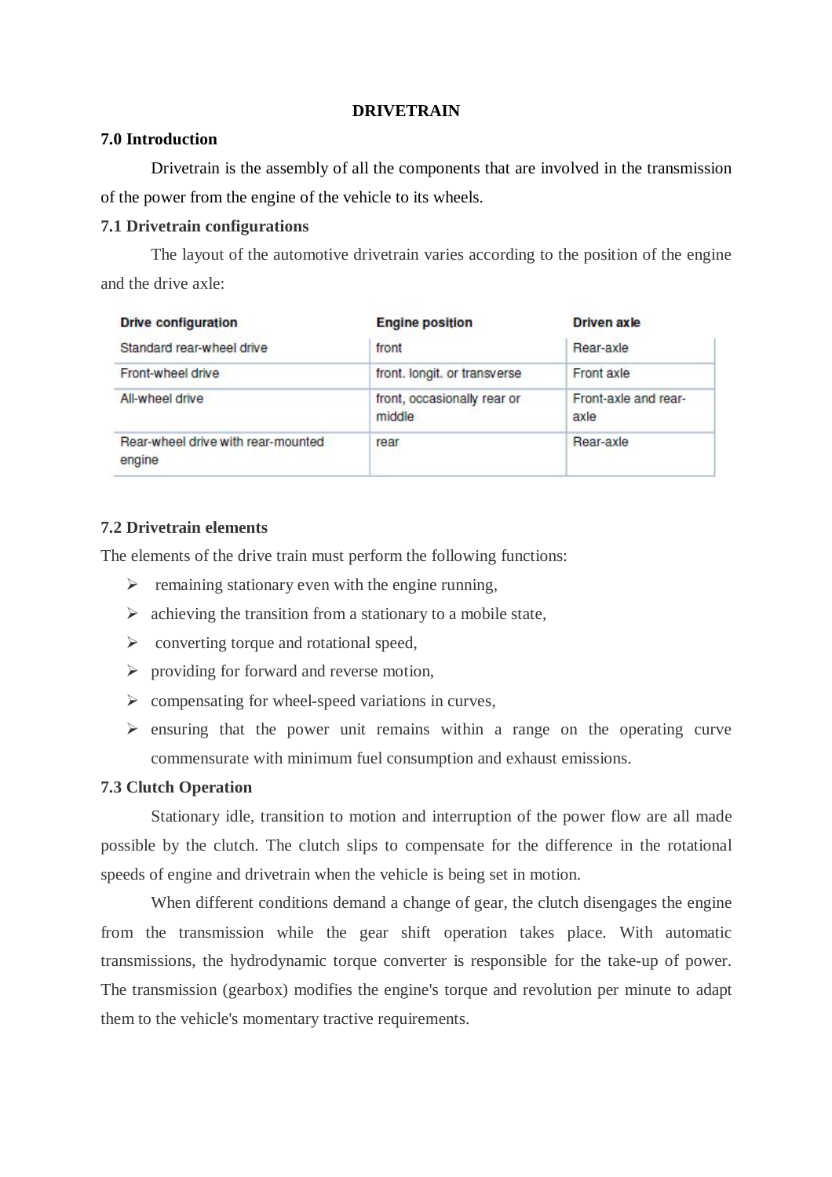# DRIVETRAIN

## 7.0 Introduction

Drivetrain is the assembly of all the components that are involved in the transmission of the power from the engine of the vehicle to its wheels.

## 7.1 Drivetrain configurations

The layout of the automotive drivetrain varies according to the position of the engine and the drive axle:

| Drive configuration | Engine position | Driven axle |
|---|---|---|
| Standard rear-wheel drive | front | Rear-axle |
| Front-wheel drive | front. longit. or transverse | Front axle |
| All-wheel drive | front, occasionally rear or middle | Front-axle and rear-axle |
| Rear-wheel drive with rear-mounted engine | rear | Rear-axle |

## 7.2 Drivetrain elements

The elements of the drive train must perform the following functions:

- remaining stationary even with the engine running,
- achieving the transition from a stationary to a mobile state,
- converting torque and rotational speed,
- providing for forward and reverse motion,
- compensating for wheel-speed variations in curves,
- ensuring that the power unit remains within a range on the operating curve commensurate with minimum fuel consumption and exhaust emissions.

## 7.3 Clutch Operation

Stationary idle, transition to motion and interruption of the power flow are all made possible by the clutch. The clutch slips to compensate for the difference in the rotational speeds of engine and drivetrain when the vehicle is being set in motion.

When different conditions demand a change of gear, the clutch disengages the engine from the transmission while the gear shift operation takes place. With automatic transmissions, the hydrodynamic torque converter is responsible for the take-up of power. The transmission (gearbox) modifies the engine's torque and revolution per minute to adapt them to the vehicle's momentary tractive requirements.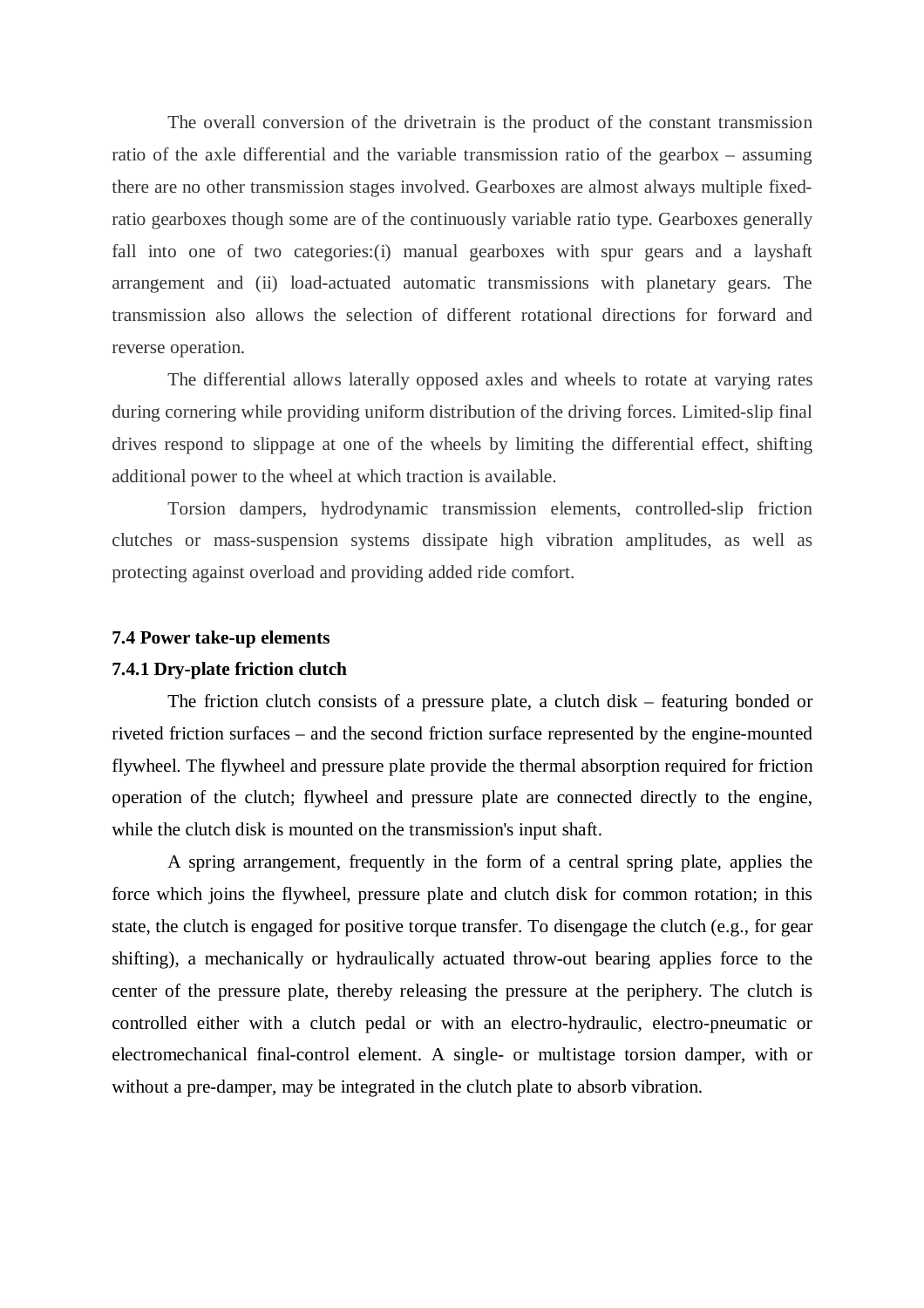The overall conversion of the drivetrain is the product of the constant transmission ratio of the axle differential and the variable transmission ratio of the gearbox – assuming there are no other transmission stages involved. Gearboxes are almost always multiple fixed-ratio gearboxes though some are of the continuously variable ratio type. Gearboxes generally fall into one of two categories:(i) manual gearboxes with spur gears and a layshaft arrangement and (ii) load-actuated automatic transmissions with planetary gears. The transmission also allows the selection of different rotational directions for forward and reverse operation.

The differential allows laterally opposed axles and wheels to rotate at varying rates during cornering while providing uniform distribution of the driving forces. Limited-slip final drives respond to slippage at one of the wheels by limiting the differential effect, shifting additional power to the wheel at which traction is available.

Torsion dampers, hydrodynamic transmission elements, controlled-slip friction clutches or mass-suspension systems dissipate high vibration amplitudes, as well as protecting against overload and providing added ride comfort.

### 7.4 Power take-up elements

#### 7.4.1 Dry-plate friction clutch

The friction clutch consists of a pressure plate, a clutch disk – featuring bonded or riveted friction surfaces – and the second friction surface represented by the engine-mounted flywheel. The flywheel and pressure plate provide the thermal absorption required for friction operation of the clutch; flywheel and pressure plate are connected directly to the engine, while the clutch disk is mounted on the transmission's input shaft.

A spring arrangement, frequently in the form of a central spring plate, applies the force which joins the flywheel, pressure plate and clutch disk for common rotation; in this state, the clutch is engaged for positive torque transfer. To disengage the clutch (e.g., for gear shifting), a mechanically or hydraulically actuated throw-out bearing applies force to the center of the pressure plate, thereby releasing the pressure at the periphery. The clutch is controlled either with a clutch pedal or with an electro-hydraulic, electro-pneumatic or electromechanical final-control element. A single- or multistage torsion damper, with or without a pre-damper, may be integrated in the clutch plate to absorb vibration.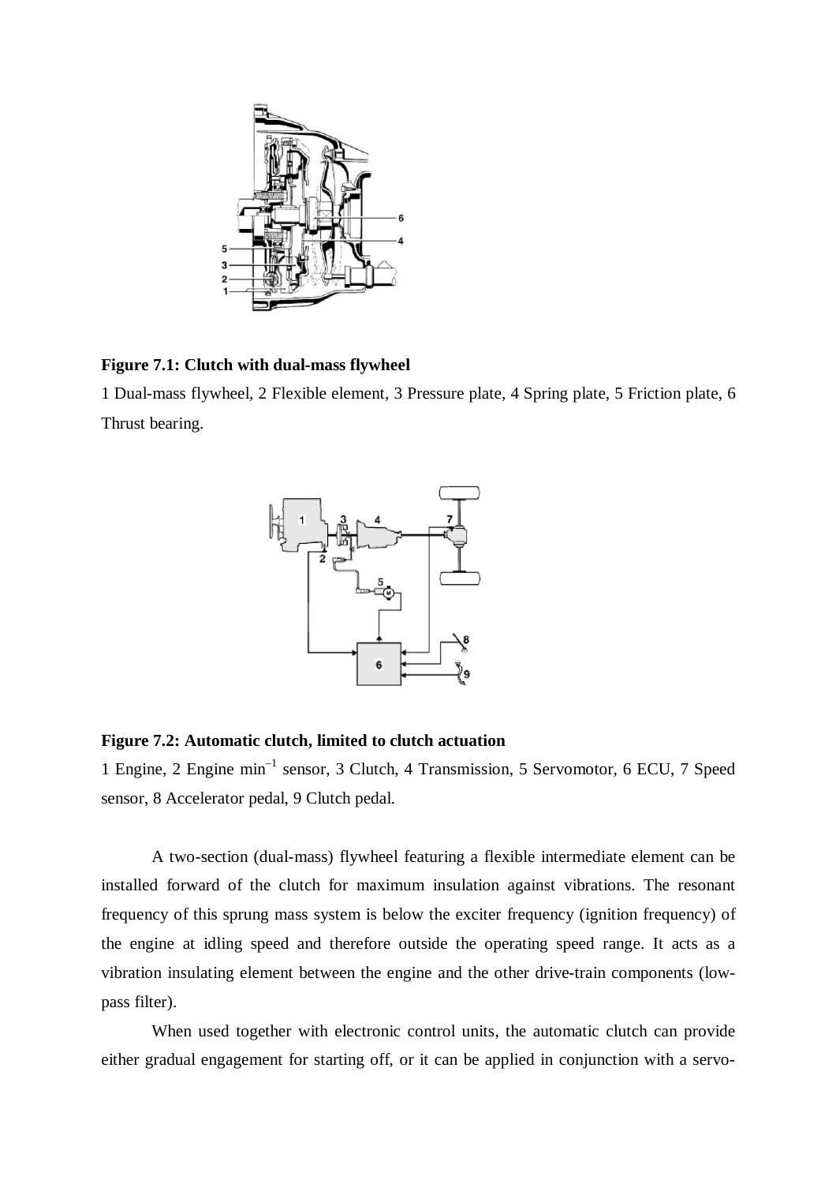**Figure 7.1: Clutch with dual-mass flywheel**

1 Dual-mass flywheel, 2 Flexible element, 3 Pressure plate, 4 Spring plate, 5 Friction plate, 6 Thrust bearing.

**Figure 7.2: Automatic clutch, limited to clutch actuation**

1 Engine, 2 Engine min$^{-1}$ sensor, 3 Clutch, 4 Transmission, 5 Servomotor, 6 ECU, 7 Speed sensor, 8 Accelerator pedal, 9 Clutch pedal.

A two-section (dual-mass) flywheel featuring a flexible intermediate element can be installed forward of the clutch for maximum insulation against vibrations. The resonant frequency of this sprung mass system is below the exciter frequency (ignition frequency) of the engine at idling speed and therefore outside the operating speed range. It acts as a vibration insulating element between the engine and the other drive-train components (low-pass filter).

When used together with electronic control units, the automatic clutch can provide either gradual engagement for starting off, or it can be applied in conjunction with a servo-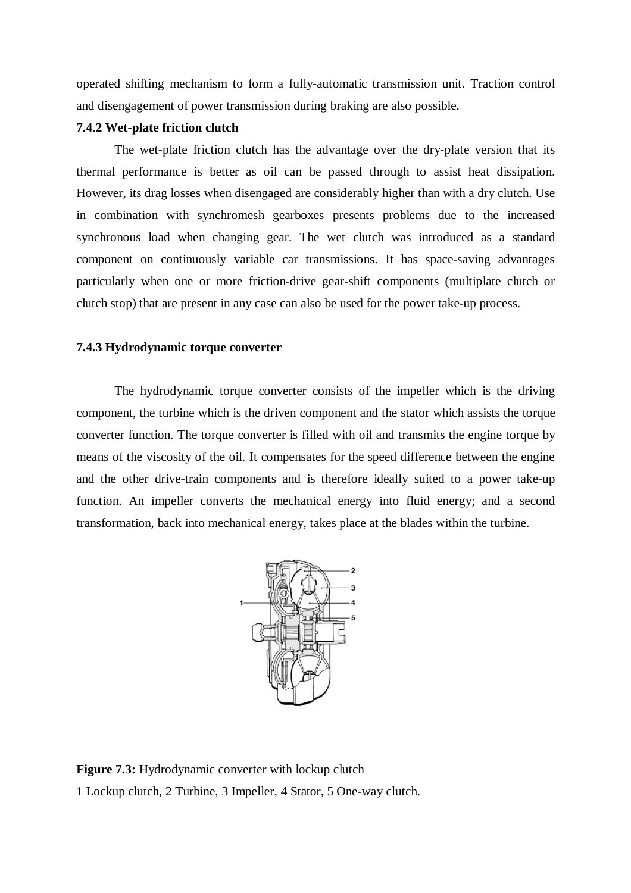operated shifting mechanism to form a fully-automatic transmission unit. Traction control and disengagement of power transmission during braking are also possible.

### 7.4.2 Wet-plate friction clutch

The wet-plate friction clutch has the advantage over the dry-plate version that its thermal performance is better as oil can be passed through to assist heat dissipation. However, its drag losses when disengaged are considerably higher than with a dry clutch. Use in combination with synchromesh gearboxes presents problems due to the increased synchronous load when changing gear. The wet clutch was introduced as a standard component on continuously variable car transmissions. It has space-saving advantages particularly when one or more friction-drive gear-shift components (multiplate clutch or clutch stop) that are present in any case can also be used for the power take-up process.

### 7.4.3 Hydrodynamic torque converter

The hydrodynamic torque converter consists of the impeller which is the driving component, the turbine which is the driven component and the stator which assists the torque converter function. The torque converter is filled with oil and transmits the engine torque by means of the viscosity of the oil. It compensates for the speed difference between the engine and the other drive-train components and is therefore ideally suited to a power take-up function. An impeller converts the mechanical energy into fluid energy; and a second transformation, back into mechanical energy, takes place at the blades within the turbine.

**Figure 7.3:** Hydrodynamic converter with lockup clutch

1 Lockup clutch, 2 Turbine, 3 Impeller, 4 Stator, 5 One-way clutch.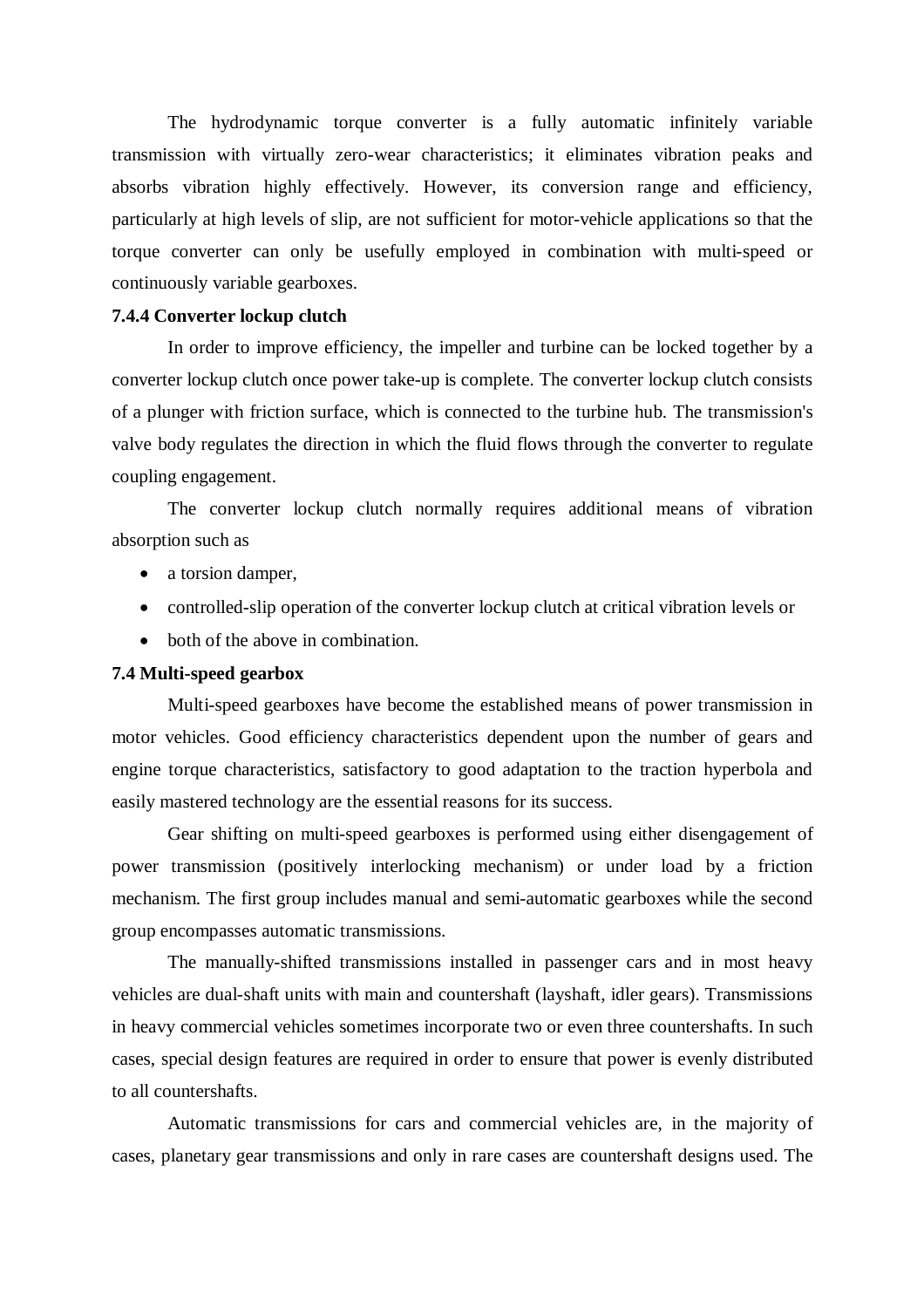The hydrodynamic torque converter is a fully automatic infinitely variable transmission with virtually zero-wear characteristics; it eliminates vibration peaks and absorbs vibration highly effectively. However, its conversion range and efficiency, particularly at high levels of slip, are not sufficient for motor-vehicle applications so that the torque converter can only be usefully employed in combination with multi-speed or continuously variable gearboxes.

### 7.4.4 Converter lockup clutch

In order to improve efficiency, the impeller and turbine can be locked together by a converter lockup clutch once power take-up is complete. The converter lockup clutch consists of a plunger with friction surface, which is connected to the turbine hub. The transmission's valve body regulates the direction in which the fluid flows through the converter to regulate coupling engagement.

The converter lockup clutch normally requires additional means of vibration absorption such as

- a torsion damper,
- controlled-slip operation of the converter lockup clutch at critical vibration levels or
- both of the above in combination.

### 7.4 Multi-speed gearbox

Multi-speed gearboxes have become the established means of power transmission in motor vehicles. Good efficiency characteristics dependent upon the number of gears and engine torque characteristics, satisfactory to good adaptation to the traction hyperbola and easily mastered technology are the essential reasons for its success.

Gear shifting on multi-speed gearboxes is performed using either disengagement of power transmission (positively interlocking mechanism) or under load by a friction mechanism. The first group includes manual and semi-automatic gearboxes while the second group encompasses automatic transmissions.

The manually-shifted transmissions installed in passenger cars and in most heavy vehicles are dual-shaft units with main and countershaft (layshaft, idler gears). Transmissions in heavy commercial vehicles sometimes incorporate two or even three countershafts. In such cases, special design features are required in order to ensure that power is evenly distributed to all countershafts.

Automatic transmissions for cars and commercial vehicles are, in the majority of cases, planetary gear transmissions and only in rare cases are countershaft designs used. The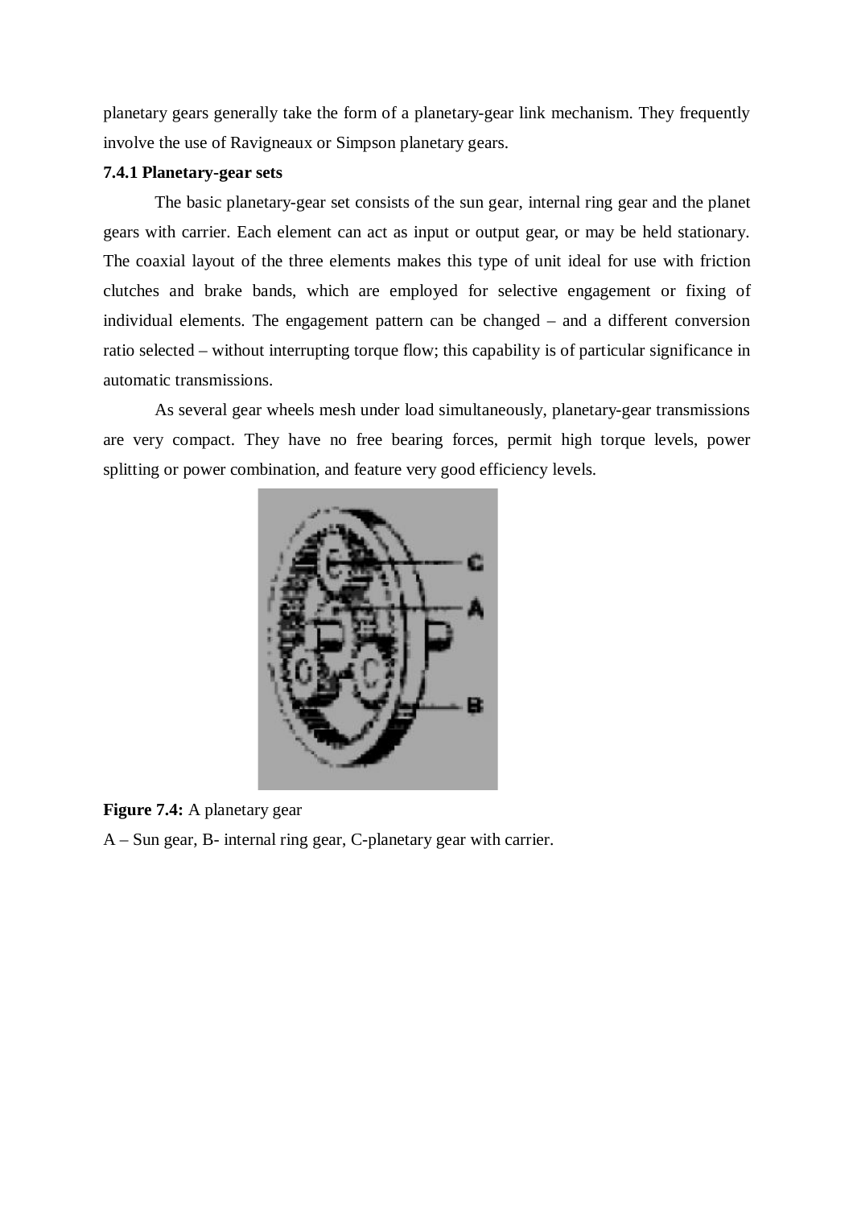planetary gears generally take the form of a planetary-gear link mechanism. They frequently involve the use of Ravigneaux or Simpson planetary gears.

**7.4.1 Planetary-gear sets**

The basic planetary-gear set consists of the sun gear, internal ring gear and the planet gears with carrier. Each element can act as input or output gear, or may be held stationary. The coaxial layout of the three elements makes this type of unit ideal for use with friction clutches and brake bands, which are employed for selective engagement or fixing of individual elements. The engagement pattern can be changed – and a different conversion ratio selected – without interrupting torque flow; this capability is of particular significance in automatic transmissions.

As several gear wheels mesh under load simultaneously, planetary-gear transmissions are very compact. They have no free bearing forces, permit high torque levels, power splitting or power combination, and feature very good efficiency levels.

**Figure 7.4:** A planetary gear

A – Sun gear, B- internal ring gear, C-planetary gear with carrier.